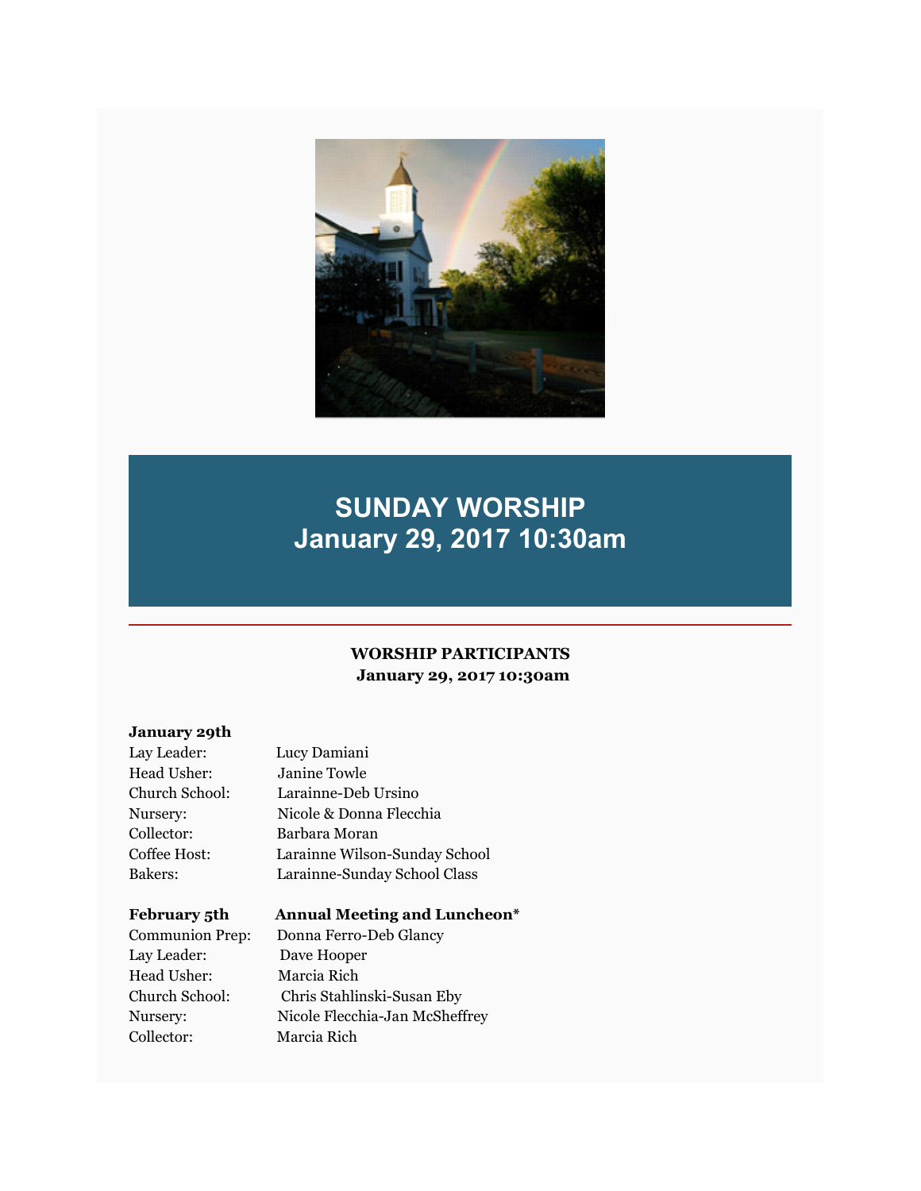# SUNDAY WORSHIP
# January 29, 2017 10:30am

---

## WORSHIP PARTICIPANTS
**January 29, 2017 10:30am**

**January 29th**

| | |
|---|---|
| Lay Leader: | Lucy Damiani |
| Head Usher: | Janine Towle |
| Church School: | Larainne-Deb Ursino |
| Nursery: | Nicole & Donna Flecchia |
| Collector: | Barbara Moran |
| Coffee Host: | Larainne Wilson-Sunday School |
| Bakers: | Larainne-Sunday School Class |

**February 5th** **Annual Meeting and Luncheon***

| | |
|---|---|
| Communion Prep: | Donna Ferro-Deb Glancy |
| Lay Leader: | Dave Hooper |
| Head Usher: | Marcia Rich |
| Church School: | Chris Stahlinski-Susan Eby |
| Nursery: | Nicole Flecchia-Jan McSheffrey |
| Collector: | Marcia Rich |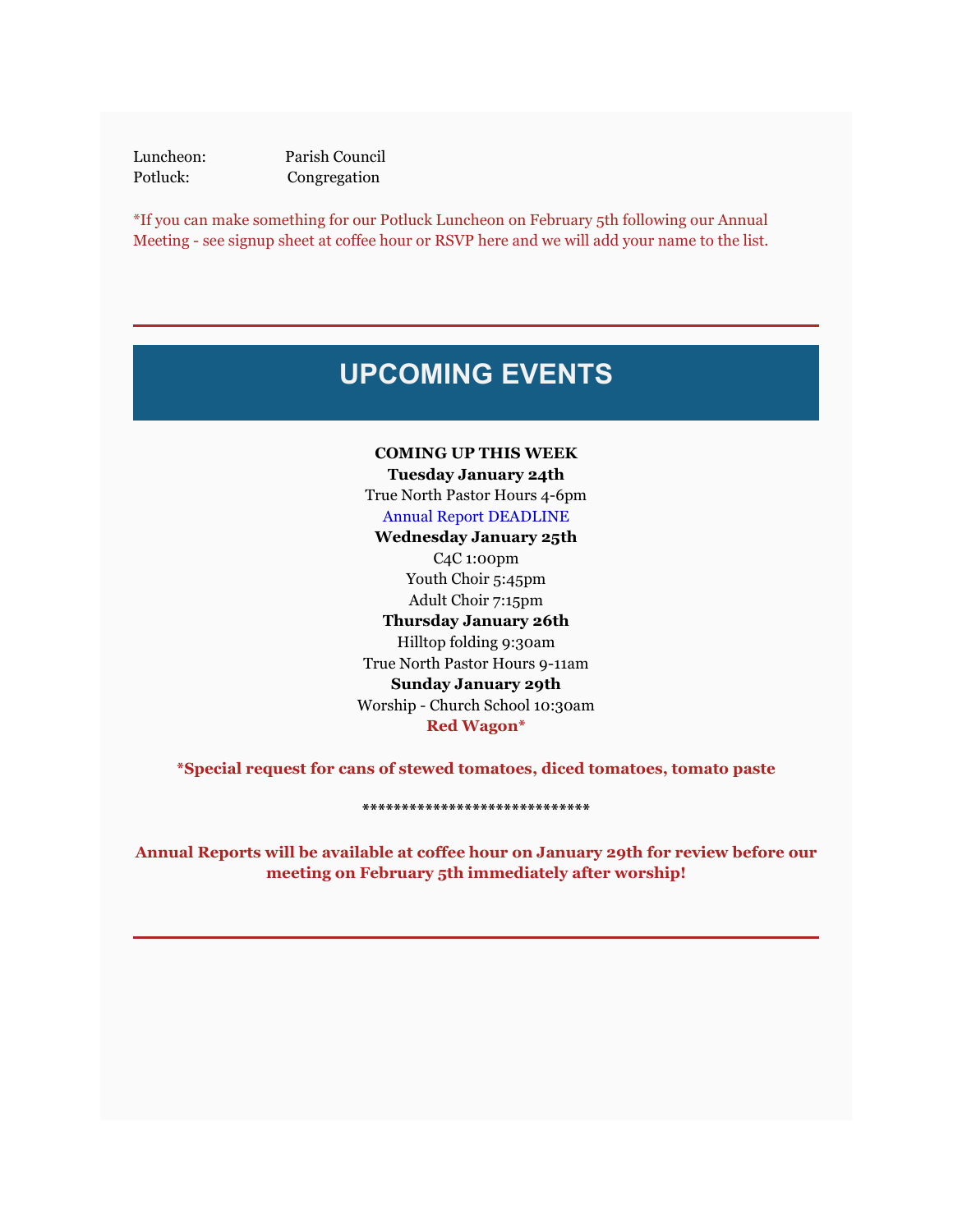| Luncheon: | Parish Council |
| --- | --- |
| Potluck: | Congregation |

*If you can make something for our Potluck Luncheon on February 5th following our Annual Meeting - see signup sheet at coffee hour or RSVP here and we will add your name to the list.

---

## UPCOMING EVENTS

**COMING UP THIS WEEK**

**Tuesday January 24th**

True North Pastor Hours 4-6pm

Annual Report DEADLINE

**Wednesday January 25th**

C4C 1:00pm

Youth Choir 5:45pm

Adult Choir 7:15pm

**Thursday January 26th**

Hilltop folding 9:30am

True North Pastor Hours 9-11am

**Sunday January 29th**

Worship - Church School 10:30am

**Red Wagon***

***Special request for cans of stewed tomatoes, diced tomatoes, tomato paste**

*****************************

**Annual Reports will be available at coffee hour on January 29th for review before our meeting on February 5th immediately after worship!**

---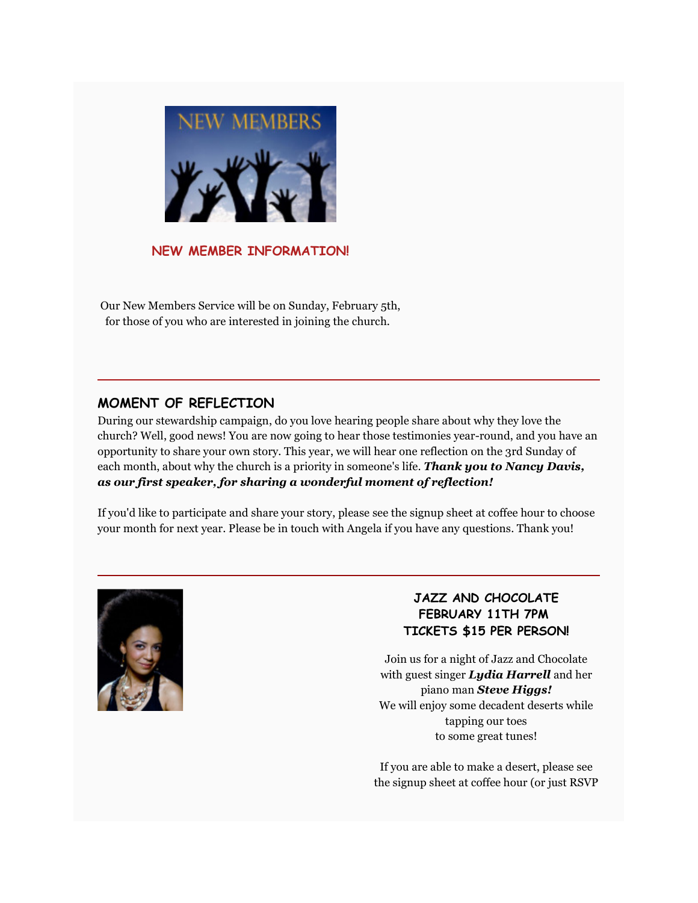## NEW MEMBER INFORMATION!

Our New Members Service will be on Sunday, February 5th, for those of you who are interested in joining the church.

---

## MOMENT OF REFLECTION

During our stewardship campaign, do you love hearing people share about why they love the church? Well, good news! You are now going to hear those testimonies year-round, and you have an opportunity to share your own story. This year, we will hear one reflection on the 3rd Sunday of each month, about why the church is a priority in someone's life. ***Thank you to Nancy Davis, as our first speaker, for sharing a wonderful moment of reflection!***

If you'd like to participate and share your story, please see the signup sheet at coffee hour to choose your month for next year. Please be in touch with Angela if you have any questions. Thank you!

---

## JAZZ AND CHOCOLATE
## FEBRUARY 11TH 7PM
## TICKETS $15 PER PERSON!

Join us for a night of Jazz and Chocolate with guest singer ***Lydia Harrell*** and her piano man ***Steve Higgs!***
We will enjoy some decadent deserts while tapping our toes to some great tunes!

If you are able to make a desert, please see the signup sheet at coffee hour (or just RSVP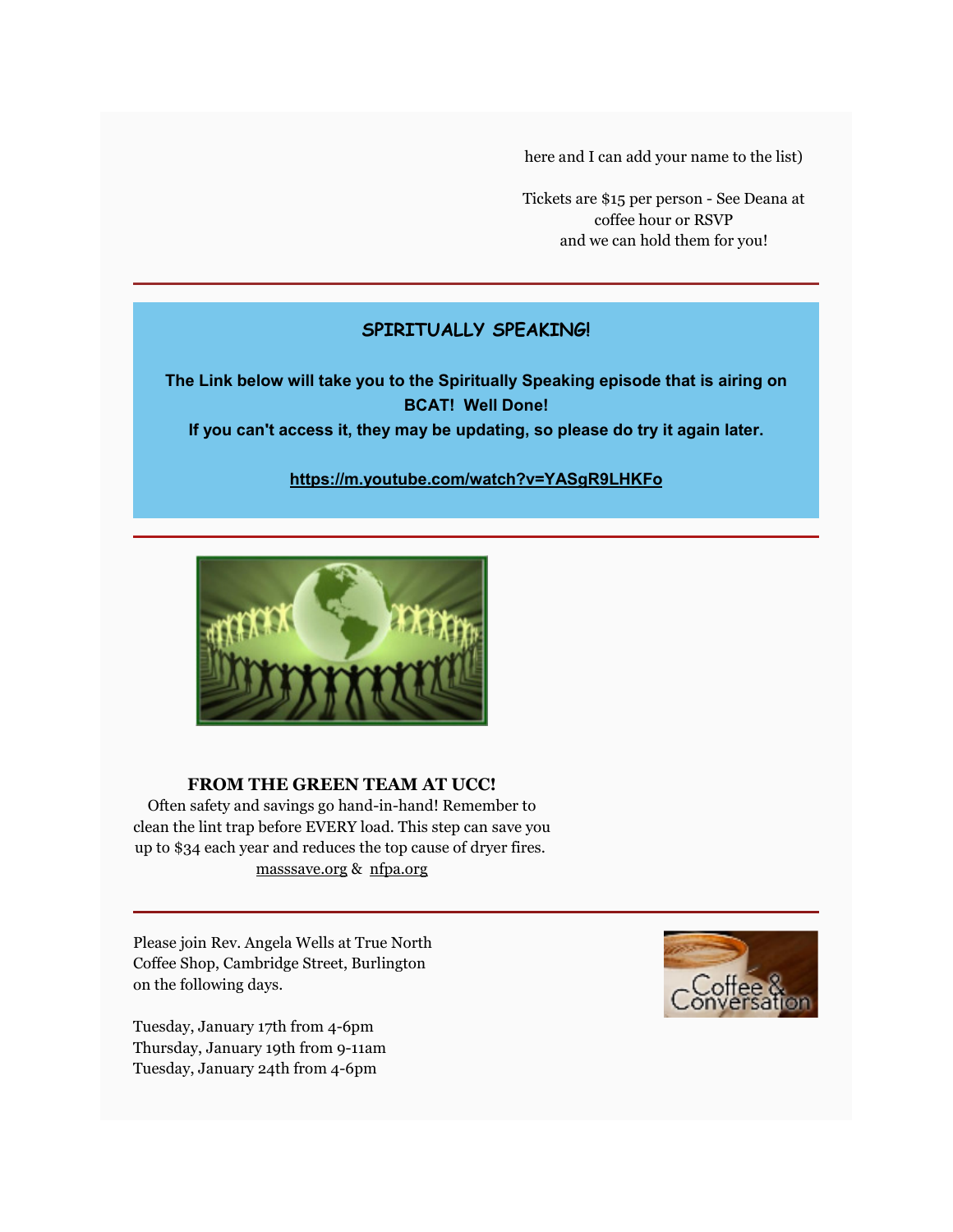here and I can add your name to the list)

Tickets are $15 per person - See Deana at coffee hour or RSVP and we can hold them for you!

---

## SPIRITUALLY SPEAKING!

**The Link below will take you to the Spiritually Speaking episode that is airing on BCAT! Well Done!**
**If you can't access it, they may be updating, so please do try it again later.**

**https://m.youtube.com/watch?v=YASgR9LHKFo**

---

**FROM THE GREEN TEAM AT UCC!**

Often safety and savings go hand-in-hand! Remember to clean the lint trap before EVERY load. This step can save you up to $34 each year and reduces the top cause of dryer fires.
masssave.org & nfpa.org

---

Please join Rev. Angela Wells at True North Coffee Shop, Cambridge Street, Burlington on the following days.

Tuesday, January 17th from 4-6pm
Thursday, January 19th from 9-11am
Tuesday, January 24th from 4-6pm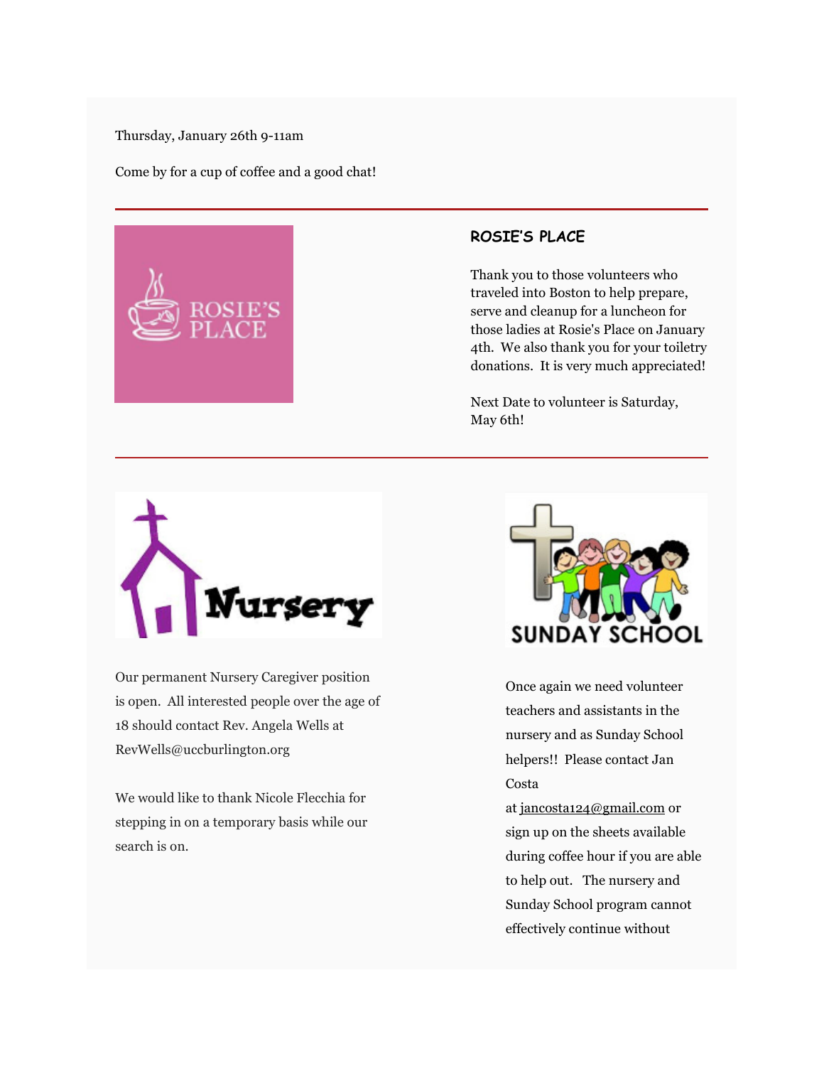Thursday, January 26th 9-11am

Come by for a cup of coffee and a good chat!

---

## ROSIE'S PLACE

Thank you to those volunteers who traveled into Boston to help prepare, serve and cleanup for a luncheon for those ladies at Rosie's Place on January 4th. We also thank you for your toiletry donations. It is very much appreciated!

Next Date to volunteer is Saturday, May 6th!

---

Our permanent Nursery Caregiver position is open. All interested people over the age of 18 should contact Rev. Angela Wells at RevWells@uccburlington.org

We would like to thank Nicole Flecchia for stepping in on a temporary basis while our search is on.

Once again we need volunteer teachers and assistants in the nursery and as Sunday School helpers!! Please contact Jan Costa at jancosta124@gmail.com or sign up on the sheets available during coffee hour if you are able to help out. The nursery and Sunday School program cannot effectively continue without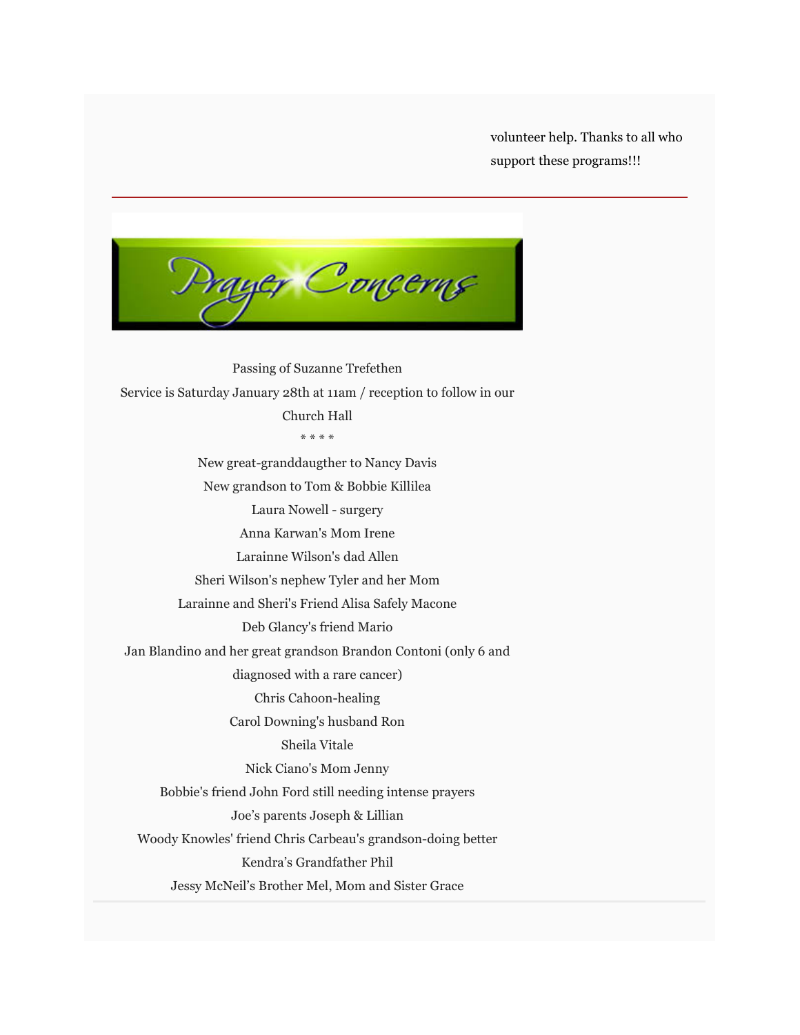volunteer help. Thanks to all who support these programs!!!

---

## Prayer Concerns

Passing of Suzanne Trefethen

Service is Saturday January 28th at 11am / reception to follow in our Church Hall

* * * *

New great-granddaugther to Nancy Davis

New grandson to Tom & Bobbie Killilea

Laura Nowell - surgery

Anna Karwan's Mom Irene

Larainne Wilson's dad Allen

Sheri Wilson's nephew Tyler and her Mom

Larainne and Sheri's Friend Alisa Safely Macone

Deb Glancy's friend Mario

Jan Blandino and her great grandson Brandon Contoni (only 6 and diagnosed with a rare cancer)

Chris Cahoon-healing

Carol Downing's husband Ron

Sheila Vitale

Nick Ciano's Mom Jenny

Bobbie's friend John Ford still needing intense prayers

Joe's parents Joseph & Lillian

Woody Knowles' friend Chris Carbeau's grandson-doing better

Kendra's Grandfather Phil

Jessy McNeil's Brother Mel, Mom and Sister Grace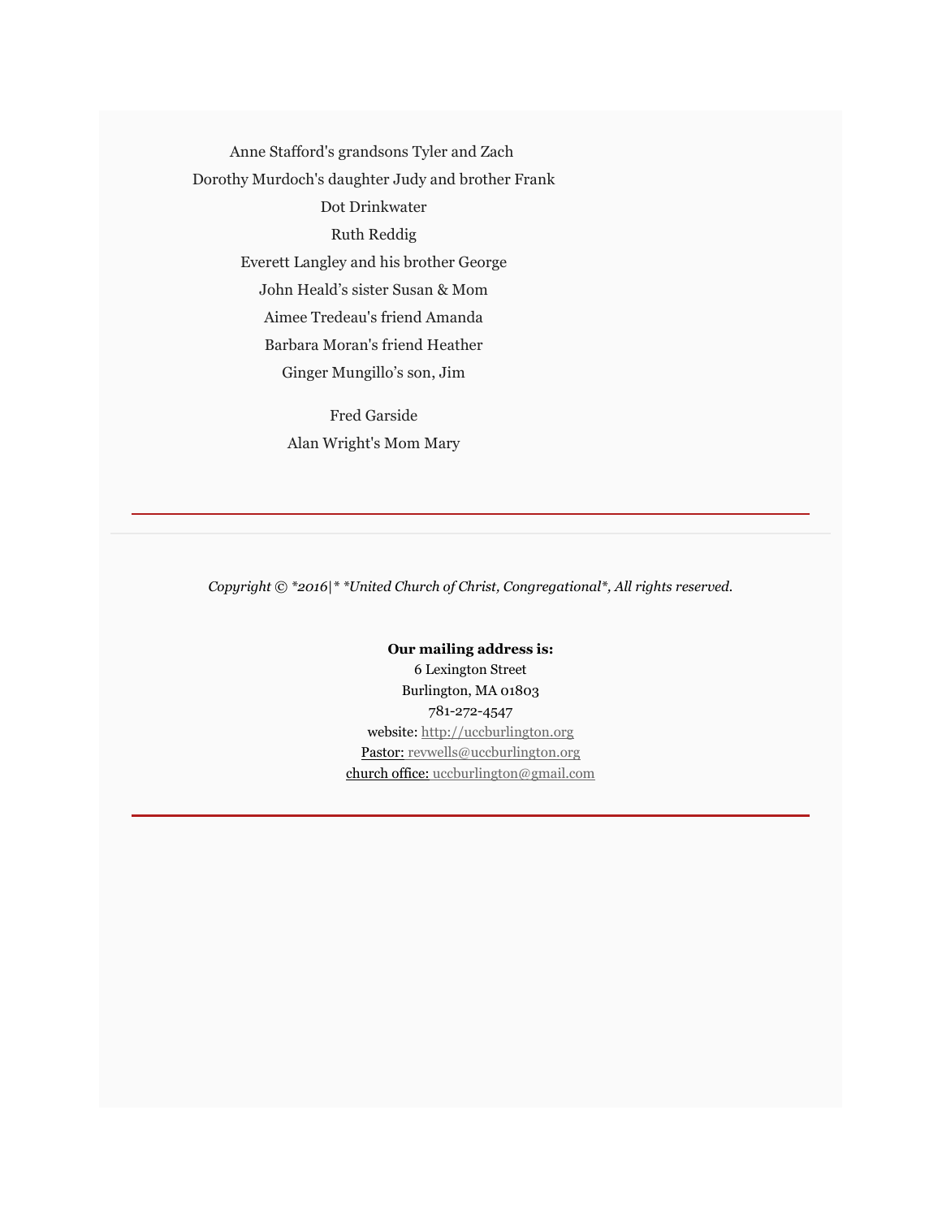Anne Stafford's grandsons Tyler and Zach

Dorothy Murdoch's daughter Judy and brother Frank

Dot Drinkwater

Ruth Reddig

Everett Langley and his brother George

John Heald’s sister Susan & Mom

Aimee Tredeau's friend Amanda

Barbara Moran's friend Heather

Ginger Mungillo’s son, Jim

Fred Garside

Alan Wright's Mom Mary

---

*Copyright © *2016|* *United Church of Christ, Congregational*, All rights reserved.*

**Our mailing address is:**
6 Lexington Street
Burlington, MA 01803
781-272-4547
website: http://uccburlington.org
Pastor: revwells@uccburlington.org
church office: uccburlington@gmail.com

---